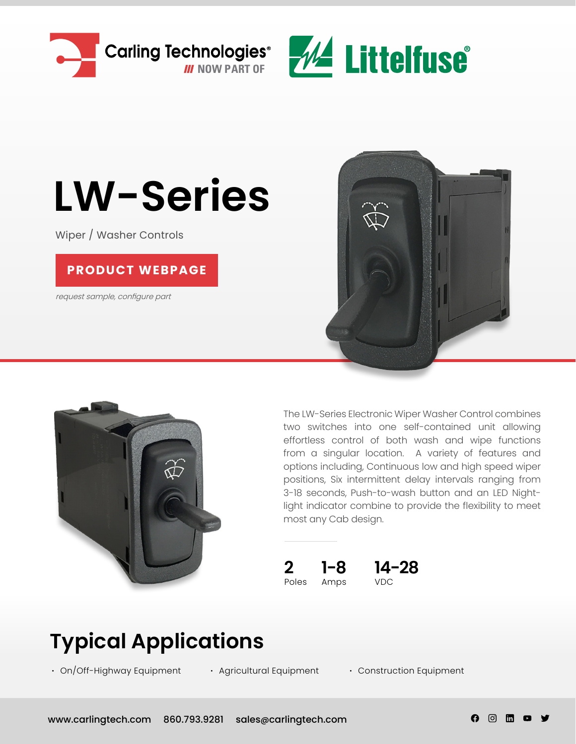Carling Technologies® /// NOW PART OF Littelfuse®

# LW-Series

Wiper / Washer Controls

**PRODUCT WEBPAGE**

*request sample, configure part*

The LW-Series Electronic Wiper Washer Control combines two switches into one self-contained unit allowing effortless control of both wash and wipe functions from a singular location. A variety of features and options including, Continuous low and high speed wiper positions, Six intermittent delay intervals ranging from 3-18 seconds, Push-to-wash button and an LED Night-light indicator combine to provide the flexibility to meet most any Cab design.

| **2** | **1-8** | **14-28** |
|---|---|---|
| Poles | Amps | VDC |

## Typical Applications

- On/Off-Highway Equipment
- Agricultural Equipment
- Construction Equipment

www.carlingtech.com 860.793.9281 sales@carlingtech.com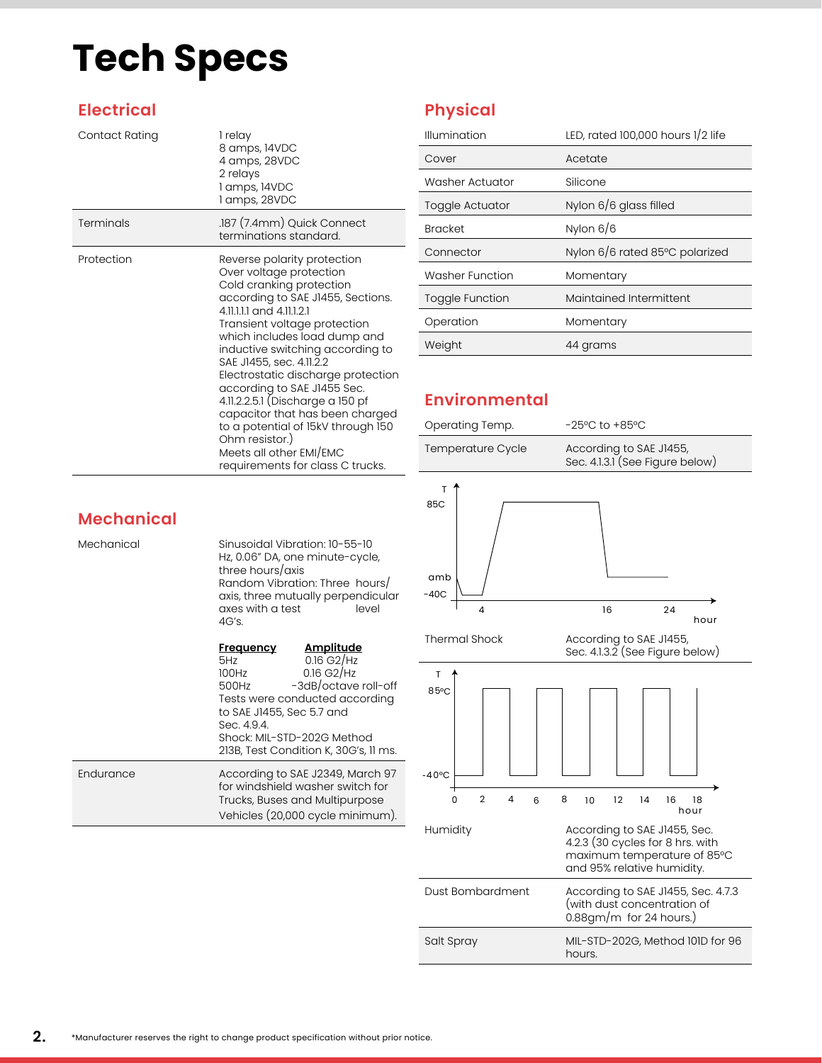# Tech Specs

## Electrical

| | |
|---|---|
| Contact Rating | 1 relay<br>8 amps, 14VDC<br>4 amps, 28VDC<br>2 relays<br>1 amps, 14VDC<br>1 amps, 28VDC |
| Terminals | .187 (7.4mm) Quick Connect terminations standard. |
| Protection | Reverse polarity protection<br>Over voltage protection<br>Cold cranking protection according to SAE J1455, Sections. 4.11.1.1.1 and 4.11.1.2.1<br>Transient voltage protection which includes load dump and inductive switching according to SAE J1455, sec. 4.11.2.2<br>Electrostatic discharge protection according to SAE J1455 Sec. 4.11.2.2.5.1 (Discharge a 150 pf capacitor that has been charged to a potential of 15kV through 150 Ohm resistor.)<br>Meets all other EMI/EMC requirements for class C trucks. |

## Mechanical

| | |
|---|---|
| Mechanical | Sinusoidal Vibration: 10-55-10 Hz, 0.06" DA, one minute-cycle, three hours/axis<br>Random Vibration: Three hours/axis, three mutually perpendicular axes with a test level 4G's.<br><br>**Frequency** / **Amplitude**<br>5Hz 0.16 G2/Hz<br>100Hz 0.16 G2/Hz<br>500Hz -3dB/octave roll-off<br>Tests were conducted according to SAE J1455, Sec 5.7 and Sec. 4.9.4.<br>Shock: MIL-STD-202G Method 213B, Test Condition K, 30G's, 11 ms. |
| Endurance | According to SAE J2349, March 97 for windshield washer switch for Trucks, Buses and Multipurpose Vehicles (20,000 cycle minimum). |

## Physical

| | |
|---|---|
| Illumination | LED, rated 100,000 hours 1/2 life |
| Cover | Acetate |
| Washer Actuator | Silicone |
| Toggle Actuator | Nylon 6/6 glass filled |
| Bracket | Nylon 6/6 |
| Connector | Nylon 6/6 rated 85ºC polarized |
| Washer Function | Momentary |
| Toggle Function | Maintained Intermittent |
| Operation | Momentary |
| Weight | 44 grams |

## Environmental

| | |
|---|---|
| Operating Temp. | -25ºC to +85ºC |
| Temperature Cycle | According to SAE J1455, Sec. 4.1.3.1 (See Figure below) |
| Thermal Shock | According to SAE J1455, Sec. 4.1.3.2 (See Figure below) |
| Humidity | According to SAE J1455, Sec. 4.2.3 (30 cycles for 8 hrs. with maximum temperature of 85ºC and 95% relative humidity. |
| Dust Bombardment | According to SAE J1455, Sec. 4.7.3 (with dust concentration of 0.88gm/m for 24 hours.) |
| Salt Spray | MIL-STD-202G, Method 101D for 96 hours. |

*Manufacturer reserves the right to change product specification without prior notice.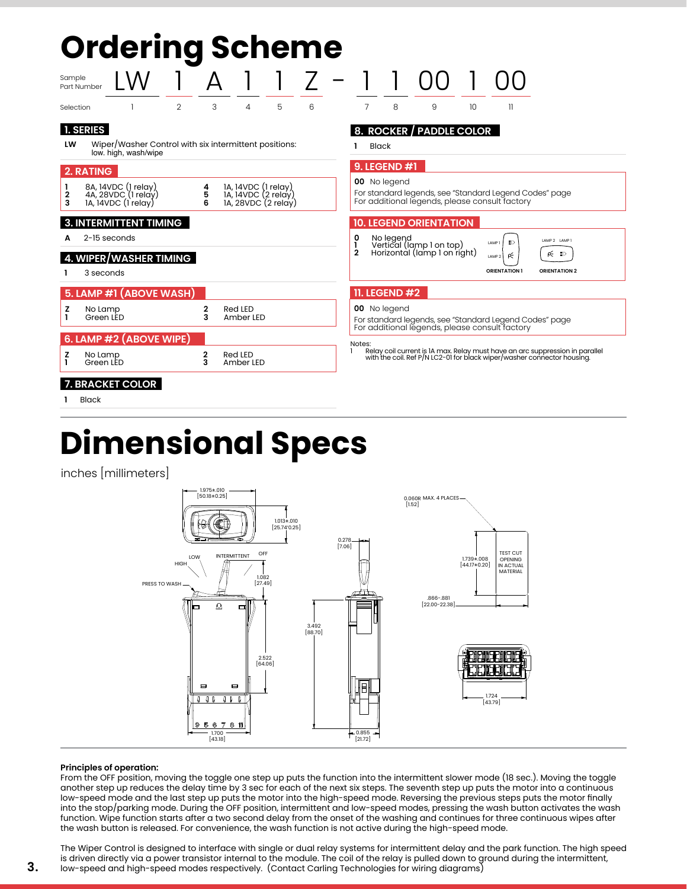# Ordering Scheme

| Sample Part Number | LW | 1 | A | 1 | 1 | Z | - | 1 | 1 | 00 | 1 | 00 |
|---|---|---|---|---|---|---|---|---|---|---|---|---|
| Selection | 1 | 2 | 3 | 4 | 5 | 6 | | 7 | 8 | 9 | 10 | 11 |

### 1. SERIES

**LW** Wiper/Washer Control with six intermittent positions: low. high, wash/wipe

### 2. RATING

| | | | |
|---|---|---|---|
| **1** | 8A, 14VDC (1 relay) | **4** | 1A, 14VDC (1 relay) |
| **2** | 4A, 28VDC (1 relay) | **5** | 1A, 14VDC (2 relay) |
| **3** | 1A, 14VDC (1 relay) | **6** | 1A, 28VDC (2 relay) |

### 3. INTERMITTENT TIMING

**A** 2-15 seconds

### 4. WIPER/WASHER TIMING

**1** 3 seconds

### 5. LAMP #1 (ABOVE WASH)

| | | | |
|---|---|---|---|
| **Z** | No Lamp | **2** | Red LED |
| **1** | Green LED | **3** | Amber LED |

### 6. LAMP #2 (ABOVE WIPE)

| | | | |
|---|---|---|---|
| **Z** | No Lamp | **2** | Red LED |
| **1** | Green LED | **3** | Amber LED |

### 7. BRACKET COLOR

**1** Black

### 8. ROCKER / PADDLE COLOR

**1** Black

### 9. LEGEND #1

**00** No legend

For standard legends, see "Standard Legend Codes" page
For additional legends, please consult factory

### 10. LEGEND ORIENTATION

**0** No legend
**1** Vertical (lamp 1 on top)
**2** Horizontal (lamp 1 on right)

LAMP 1, LAMP 2 — ORIENTATION 1
LAMP 2, LAMP 1 — ORIENTATION 2

### 11. LEGEND #2

**00** No legend

For standard legends, see "Standard Legend Codes" page
For additional legends, please consult factory

Notes:
1 Relay coil current is 1A max. Relay must have an arc suppression in parallel with the coil. Ref P/N LC2-01 for black wiper/washer connector housing.

# Dimensional Specs

inches [millimeters]

1.975±.010 [50.18±0.25]; 1.013±.010 [25.74±0.25]; LOW; INTERMITTENT; OFF; HIGH; PRESS TO WASH; 1.082 [27.49]; 2.522 [64.06]; 1.700 [43.18]; 0.278 [7.06]; 3.492 [88.70]; 0.855 [21.72]; 0.060R MAX. 4 PLACES [1.52]; 1.739±.008 [44.17±0.20]; TEST CUT OPENING IN ACTUAL MATERIAL; .866-.881 [22.00-22.38]; 1.724 [43.79]

**Principles of operation:**
From the OFF position, moving the toggle one step up puts the function into the intermittent slower mode (18 sec.). Moving the toggle another step up reduces the delay time by 3 sec for each of the next six steps. The seventh step up puts the motor into a continuous low-speed mode and the last step up puts the motor into the high-speed mode. Reversing the previous steps puts the motor finally into the stop/parking mode. During the OFF position, intermittent and low-speed modes, pressing the wash button activates the wash function. Wipe function starts after a two second delay from the onset of the washing and continues for three continuous wipes after the wash button is released. For convenience, the wash function is not active during the high-speed mode.

The Wiper Control is designed to interface with single or dual relay systems for intermittent delay and the park function. The high speed is driven directly via a power transistor internal to the module. The coil of the relay is pulled down to ground during the intermittent, low-speed and high-speed modes respectively. (Contact Carling Technologies for wiring diagrams)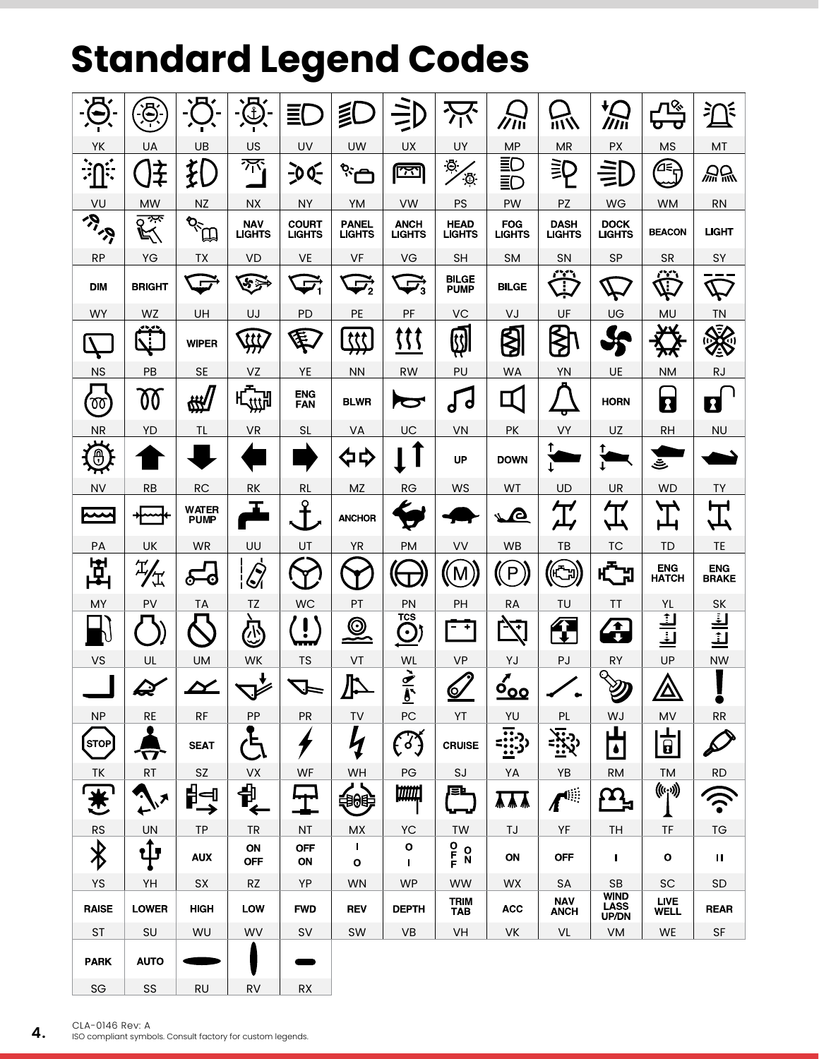# Standard Legend Codes

| | | | | | | | | | | | | |
|---|---|---|---|---|---|---|---|---|---|---|---|---|
| YK | UA | UB | US | UV | UW | UX | UY | MP | MR | PX | MS | MT |
| VU | MW | NZ | NX | NY | YM | VW | PS | PW | PZ | WG | WM | RN |
| RP | YG | TX | NAV LIGHTS<br>VD | COURT LIGHTS<br>VE | PANEL LIGHTS<br>VF | ANCH LIGHTS<br>VG | HEAD LIGHTS<br>SH | FOG LIGHTS<br>SM | DASH LIGHTS<br>SN | DOCK LIGHTS<br>SP | BEACON<br>SR | LIGHT<br>SY |
| DIM<br>WY | BRIGHT<br>WZ | UH | UJ | PD | PE | PF | BILGE PUMP<br>VC | BILGE<br>VJ | UF | UG | MU | TN |
| NS | PB | WIPER<br>SE | VZ | YE | NN | RW | PU | WA | YN | UE | NM | RJ |
| NR | YD | TL | VR | ENG FAN<br>SL | BLWR<br>VA | UC | VN | PK | VY | HORN<br>UZ | RH | NU |
| NV | RB | RC | RK | RL | MZ | RG | UP<br>WS | DOWN<br>WT | UD | UR | WD | TY |
| PA | UK | WATER PUMP<br>WR | UU | UT | ANCHOR<br>YR | PM | VV | WB | TB | TC | TD | TE |
| MY | PV | TA | TZ | WC | PT | PN | PH | RA | TU | TT | ENG HATCH<br>YL | ENG BRAKE<br>SK |
| VS | UL | UM | WK | TS | VT | TCS<br>WL | VP | YJ | PJ | RY | UP | NW |
| NP | RE | RF | PP | PR | TV | PC | YT | YU | PL | WJ | MV | RR |
| STOP<br>TK | RT | SEAT<br>SZ | VX | WF | WH | PG | CRUISE<br>SJ | YA | YB | RM | TM | RD |
| RS | UN | TP | TR | NT | MX | YC | TW | TJ | YF | TH | TF | TG |
| YS | YH | AUX<br>SX | ON OFF<br>RZ | OFF ON<br>YP | I O<br>WN | O I<br>WP | OFF ON<br>WW | ON<br>WX | OFF<br>SA | I<br>SB | O<br>SC | II<br>SD |
| RAISE<br>ST | LOWER<br>SU | HIGH<br>WU | LOW<br>WV | FWD<br>SV | REV<br>SW | DEPTH<br>VB | TRIM TAB<br>VH | ACC<br>VK | NAV ANCH<br>VL | WIND LASS UP/DN<br>VM | LIVE WELL<br>WE | REAR<br>SF |
| PARK<br>SG | AUTO<br>SS | RU | RV | RX | | | | | | | | |

CLA-0146 Rev: A
ISO compliant symbols. Consult factory for custom legends.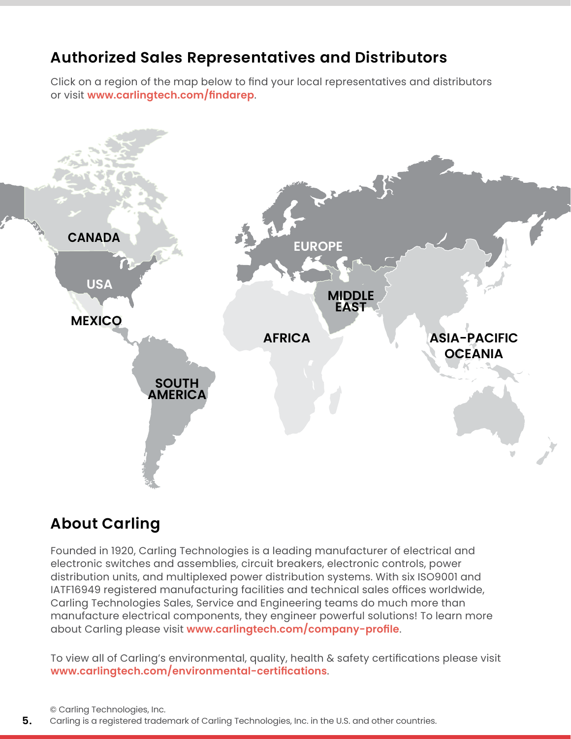## Authorized Sales Representatives and Distributors

Click on a region of the map below to find your local representatives and distributors or visit **www.carlingtech.com/findarep**.

CANADA

USA

MEXICO

SOUTH AMERICA

EUROPE

MIDDLE EAST

AFRICA

ASIA-PACIFIC OCEANIA

## About Carling

Founded in 1920, Carling Technologies is a leading manufacturer of electrical and electronic switches and assemblies, circuit breakers, electronic controls, power distribution units, and multiplexed power distribution systems. With six ISO9001 and IATF16949 registered manufacturing facilities and technical sales offices worldwide, Carling Technologies Sales, Service and Engineering teams do much more than manufacture electrical components, they engineer powerful solutions! To learn more about Carling please visit **www.carlingtech.com/company-profile**.

To view all of Carling's environmental, quality, health & safety certifications please visit **www.carlingtech.com/environmental-certifications**.

© Carling Technologies, Inc.

Carling is a registered trademark of Carling Technologies, Inc. in the U.S. and other countries.